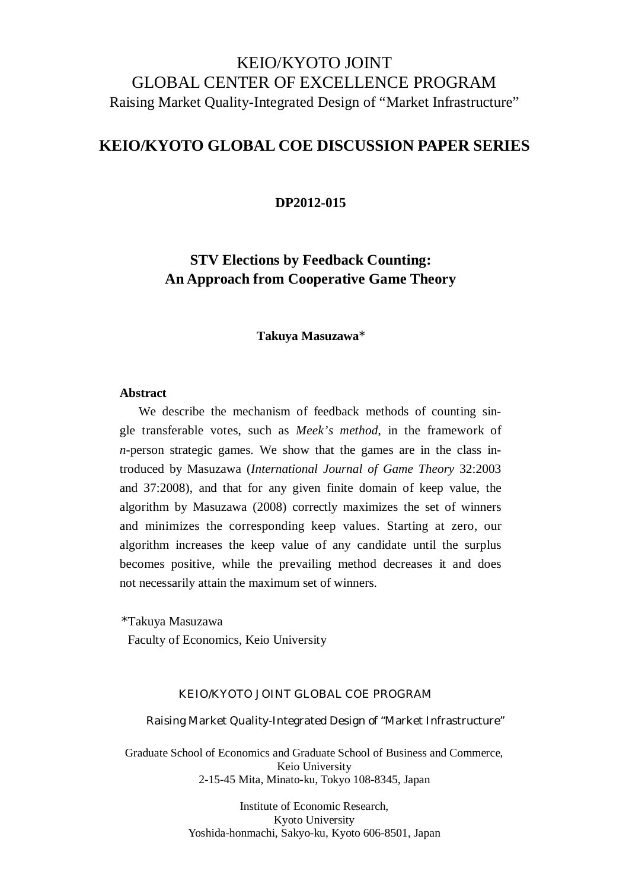KEIO/KYOTO JOINT
GLOBAL CENTER OF EXCELLENCE PROGRAM
Raising Market Quality-Integrated Design of “Market Infrastructure”

# KEIO/KYOTO GLOBAL COE DISCUSSION PAPER SERIES

**DP2012-015**

## STV Elections by Feedback Counting: An Approach from Cooperative Game Theory

**Takuya Masuzawa***

**Abstract**

We describe the mechanism of feedback methods of counting single transferable votes, such as *Meek's method*, in the framework of *n*-person strategic games. We show that the games are in the class introduced by Masuzawa (*International Journal of Game Theory* 32:2003 and 37:2008), and that for any given finite domain of keep value, the algorithm by Masuzawa (2008) correctly maximizes the set of winners and minimizes the corresponding keep values. Starting at zero, our algorithm increases the keep value of any candidate until the surplus becomes positive, while the prevailing method decreases it and does not necessarily attain the maximum set of winners.

*Takuya Masuzawa
Faculty of Economics, Keio University

KEIO/KYOTO JOINT GLOBAL COE PROGRAM

Raising Market Quality-Integrated Design of “Market Infrastructure”

Graduate School of Economics and Graduate School of Business and Commerce,
Keio University
2-15-45 Mita, Minato-ku, Tokyo 108-8345, Japan

Institute of Economic Research,
Kyoto University
Yoshida-honmachi, Sakyo-ku, Kyoto 606-8501, Japan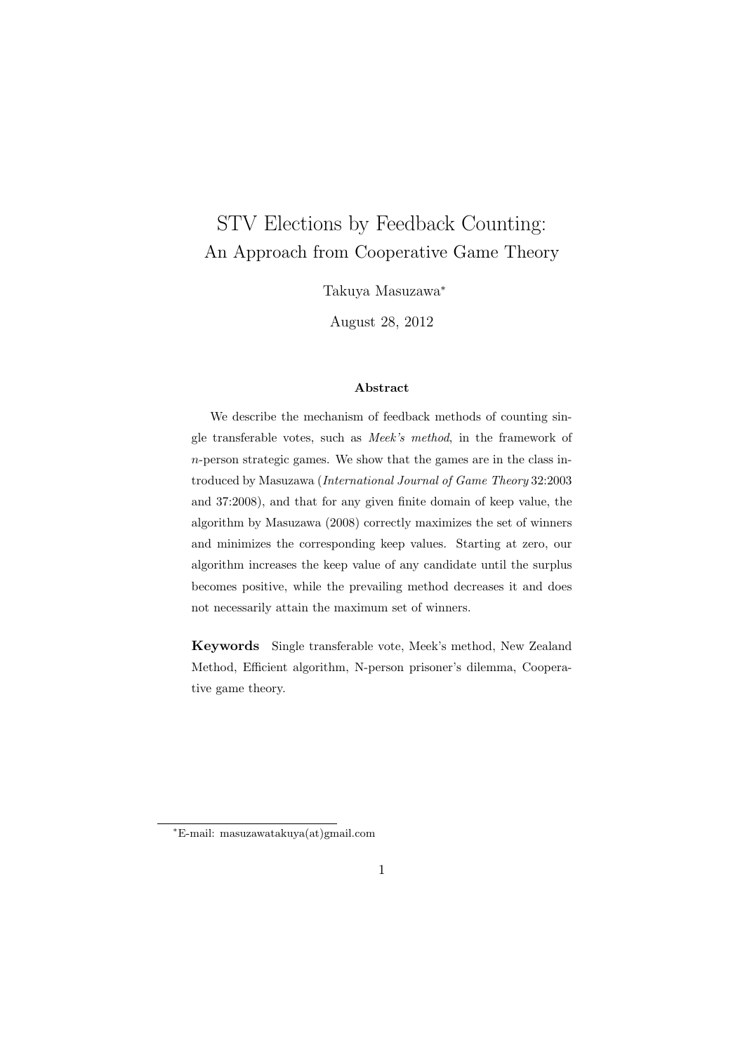# STV Elections by Feedback Counting:
## An Approach from Cooperative Game Theory

Takuya Masuzawa*

August 28, 2012

**Abstract**

We describe the mechanism of feedback methods of counting single transferable votes, such as *Meek's method*, in the framework of $n$-person strategic games. We show that the games are in the class introduced by Masuzawa (*International Journal of Game Theory* 32:2003 and 37:2008), and that for any given finite domain of keep value, the algorithm by Masuzawa (2008) correctly maximizes the set of winners and minimizes the corresponding keep values. Starting at zero, our algorithm increases the keep value of any candidate until the surplus becomes positive, while the prevailing method decreases it and does not necessarily attain the maximum set of winners.

**Keywords** Single transferable vote, Meek's method, New Zealand Method, Efficient algorithm, N-person prisoner's dilemma, Cooperative game theory.

---

*E-mail: masuzawatakuya(at)gmail.com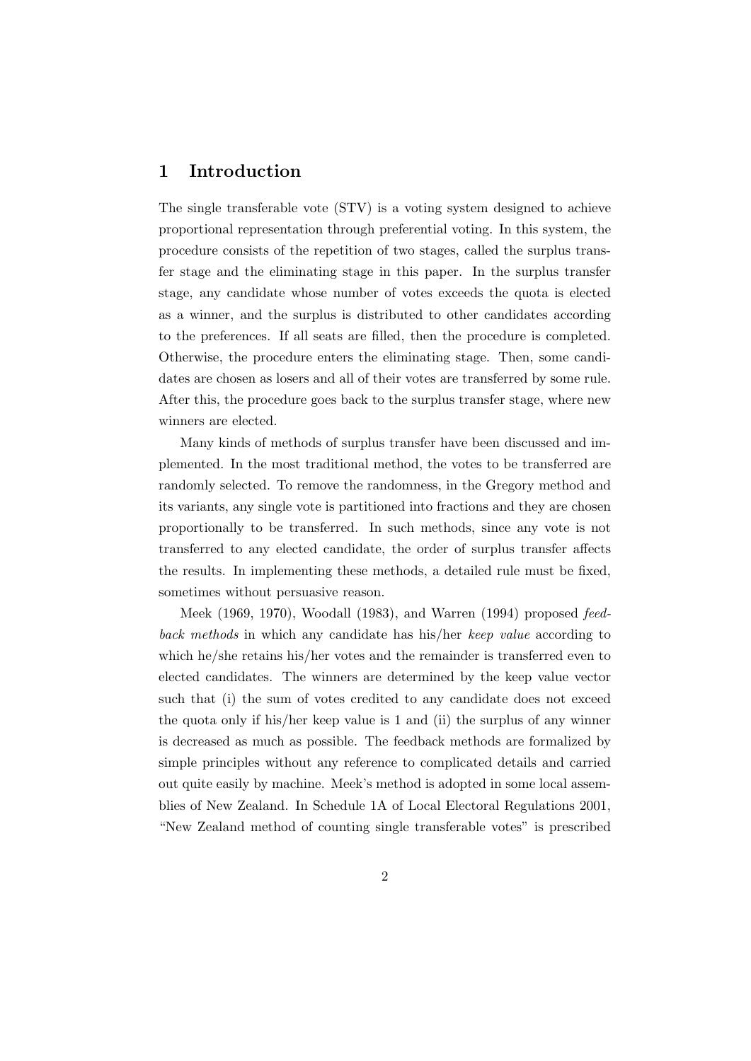## 1 Introduction

The single transferable vote (STV) is a voting system designed to achieve proportional representation through preferential voting. In this system, the procedure consists of the repetition of two stages, called the surplus transfer stage and the eliminating stage in this paper. In the surplus transfer stage, any candidate whose number of votes exceeds the quota is elected as a winner, and the surplus is distributed to other candidates according to the preferences. If all seats are filled, then the procedure is completed. Otherwise, the procedure enters the eliminating stage. Then, some candidates are chosen as losers and all of their votes are transferred by some rule. After this, the procedure goes back to the surplus transfer stage, where new winners are elected.

Many kinds of methods of surplus transfer have been discussed and implemented. In the most traditional method, the votes to be transferred are randomly selected. To remove the randomness, in the Gregory method and its variants, any single vote is partitioned into fractions and they are chosen proportionally to be transferred. In such methods, since any vote is not transferred to any elected candidate, the order of surplus transfer affects the results. In implementing these methods, a detailed rule must be fixed, sometimes without persuasive reason.

Meek (1969, 1970), Woodall (1983), and Warren (1994) proposed *feedback methods* in which any candidate has his/her *keep value* according to which he/she retains his/her votes and the remainder is transferred even to elected candidates. The winners are determined by the keep value vector such that (i) the sum of votes credited to any candidate does not exceed the quota only if his/her keep value is 1 and (ii) the surplus of any winner is decreased as much as possible. The feedback methods are formalized by simple principles without any reference to complicated details and carried out quite easily by machine. Meek's method is adopted in some local assemblies of New Zealand. In Schedule 1A of Local Electoral Regulations 2001, "New Zealand method of counting single transferable votes" is prescribed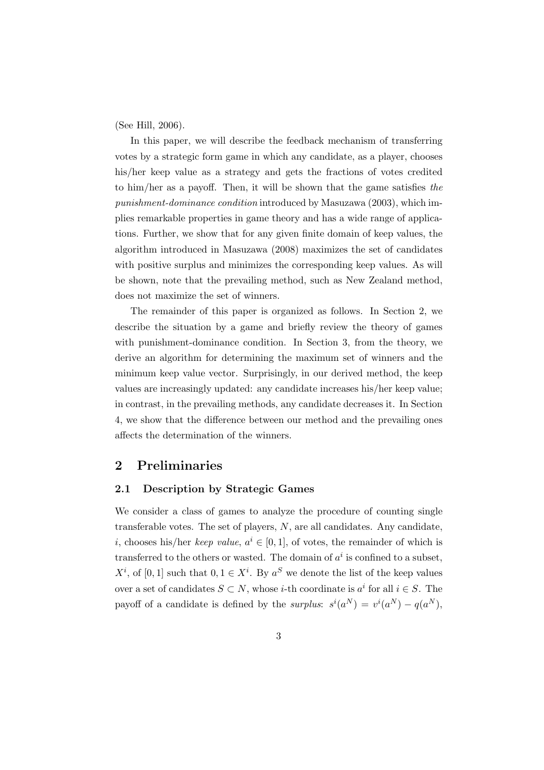(See Hill, 2006).

In this paper, we will describe the feedback mechanism of transferring votes by a strategic form game in which any candidate, as a player, chooses his/her keep value as a strategy and gets the fractions of votes credited to him/her as a payoff. Then, it will be shown that the game satisfies *the punishment-dominance condition* introduced by Masuzawa (2003), which implies remarkable properties in game theory and has a wide range of applications. Further, we show that for any given finite domain of keep values, the algorithm introduced in Masuzawa (2008) maximizes the set of candidates with positive surplus and minimizes the corresponding keep values. As will be shown, note that the prevailing method, such as New Zealand method, does not maximize the set of winners.

The remainder of this paper is organized as follows. In Section 2, we describe the situation by a game and briefly review the theory of games with punishment-dominance condition. In Section 3, from the theory, we derive an algorithm for determining the maximum set of winners and the minimum keep value vector. Surprisingly, in our derived method, the keep values are increasingly updated: any candidate increases his/her keep value; in contrast, in the prevailing methods, any candidate decreases it. In Section 4, we show that the difference between our method and the prevailing ones affects the determination of the winners.

## 2 Preliminaries

### 2.1 Description by Strategic Games

We consider a class of games to analyze the procedure of counting single transferable votes. The set of players, $N$, are all candidates. Any candidate, $i$, chooses his/her *keep value*, $a^i \in [0, 1]$, of votes, the remainder of which is transferred to the others or wasted. The domain of $a^i$ is confined to a subset, $X^i$, of $[0, 1]$ such that $0, 1 \in X^i$. By $a^S$ we denote the list of the keep values over a set of candidates $S \subset N$, whose $i$-th coordinate is $a^i$ for all $i \in S$. The payoff of a candidate is defined by the *surplus*: $s^i(a^N) = v^i(a^N) - q(a^N)$,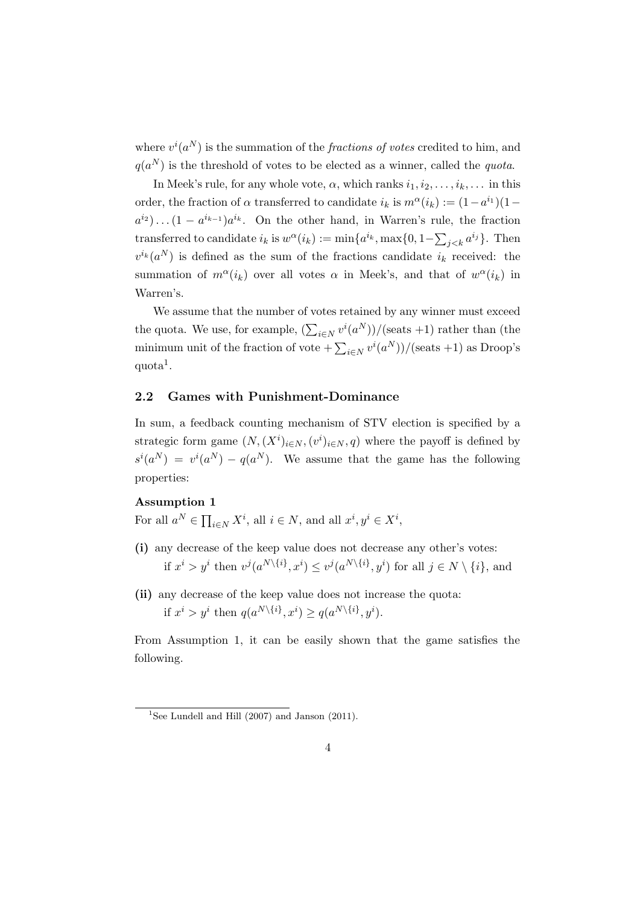where $v^i(a^N)$ is the summation of the *fractions of votes* credited to him, and $q(a^N)$ is the threshold of votes to be elected as a winner, called the *quota*.

In Meek's rule, for any whole vote, $\alpha$, which ranks $i_1, i_2, \ldots, i_k, \ldots$ in this order, the fraction of $\alpha$ transferred to candidate $i_k$ is $m^\alpha(i_k) := (1-a^{i_1})(1-a^{i_2})\ldots(1-a^{i_{k-1}})a^{i_k}$. On the other hand, in Warren's rule, the fraction transferred to candidate $i_k$ is $w^\alpha(i_k) := \min\{a^{i_k}, \max\{0, 1-\sum_{j<k} a^{i_j}\}$. Then $v^{i_k}(a^N)$ is defined as the sum of the fractions candidate $i_k$ received: the summation of $m^\alpha(i_k)$ over all votes $\alpha$ in Meek's, and that of $w^\alpha(i_k)$ in Warren's.

We assume that the number of votes retained by any winner must exceed the quota. We use, for example, $(\sum_{i\in N} v^i(a^N))/(\text{seats } +1)$ rather than (the minimum unit of the fraction of vote $+\sum_{i\in N} v^i(a^N))/(\text{seats } +1)$ as Droop's quota[1].

## 2.2 Games with Punishment-Dominance

In sum, a feedback counting mechanism of STV election is specified by a strategic form game $(N, (X^i)_{i\in N}, (v^i)_{i\in N}, q)$ where the payoff is defined by $s^i(a^N) = v^i(a^N) - q(a^N)$. We assume that the game has the following properties:

**Assumption 1**
For all $a^N \in \prod_{i\in N} X^i$, all $i \in N$, and all $x^i, y^i \in X^i$,

**(i)** any decrease of the keep value does not decrease any other's votes: if $x^i > y^i$ then $v^j(a^{N\setminus\{i\}}, x^i) \leq v^j(a^{N\setminus\{i\}}, y^i)$ for all $j \in N \setminus \{i\}$, and

**(ii)** any decrease of the keep value does not increase the quota: if $x^i > y^i$ then $q(a^{N\setminus\{i\}}, x^i) \geq q(a^{N\setminus\{i\}}, y^i)$.

From Assumption 1, it can be easily shown that the game satisfies the following.

---

[1] See Lundell and Hill (2007) and Janson (2011).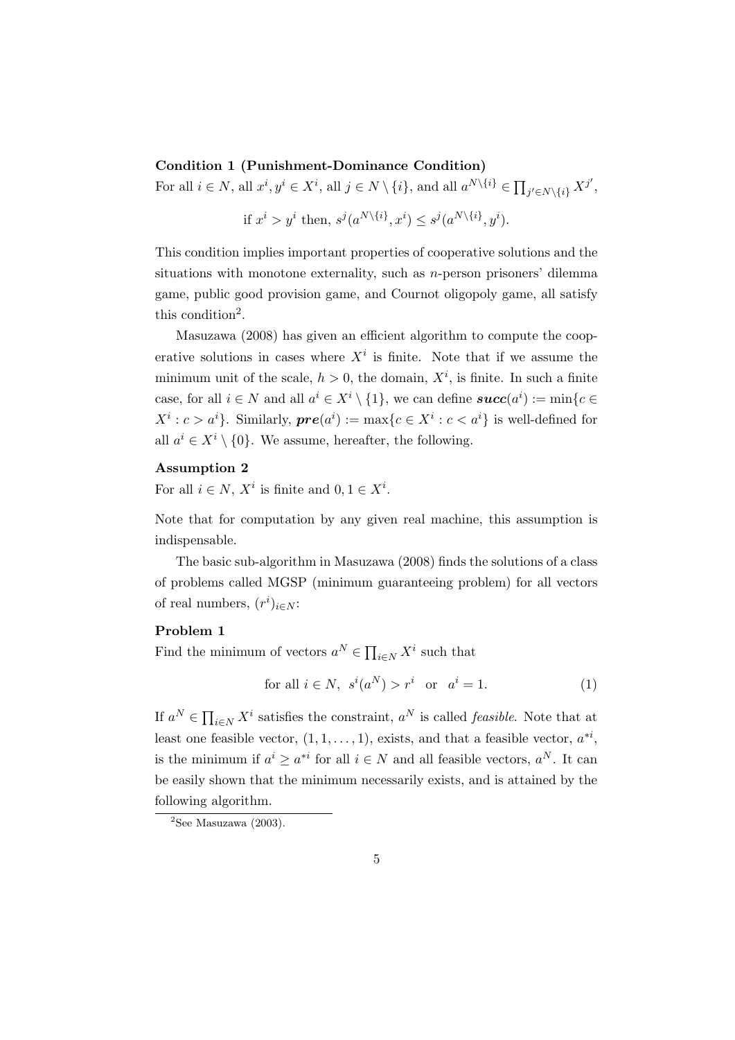**Condition 1 (Punishment-Dominance Condition)**

For all $i \in N$, all $x^i, y^i \in X^i$, all $j \in N \setminus \{i\}$, and all $a^{N\setminus\{i\}} \in \prod_{j' \in N\setminus\{i\}} X^{j'}$,

$$\text{if } x^i > y^i \text{ then, } s^j(a^{N\setminus\{i\}}, x^i) \leq s^j(a^{N\setminus\{i\}}, y^i).$$

This condition implies important properties of cooperative solutions and the situations with monotone externality, such as $n$-person prisoners' dilemma game, public good provision game, and Cournot oligopoly game, all satisfy this condition[2].

Masuzawa (2008) has given an efficient algorithm to compute the cooperative solutions in cases where $X^i$ is finite. Note that if we assume the minimum unit of the scale, $h > 0$, the domain, $X^i$, is finite. In such a finite case, for all $i \in N$ and all $a^i \in X^i \setminus \{1\}$, we can define $\boldsymbol{succ}(a^i) := \min\{c \in X^i : c > a^i\}$. Similarly, $\boldsymbol{pre}(a^i) := \max\{c \in X^i : c < a^i\}$ is well-defined for all $a^i \in X^i \setminus \{0\}$. We assume, hereafter, the following.

**Assumption 2**

For all $i \in N$, $X^i$ is finite and $0, 1 \in X^i$.

Note that for computation by any given real machine, this assumption is indispensable.

The basic sub-algorithm in Masuzawa (2008) finds the solutions of a class of problems called MGSP (minimum guaranteeing problem) for all vectors of real numbers, $(r^i)_{i \in N}$:

**Problem 1**

Find the minimum of vectors $a^N \in \prod_{i \in N} X^i$ such that

$$\text{for all } i \in N, \;\; s^i(a^N) > r^i \;\;\text{ or }\;\; a^i = 1. \tag{1}$$

If $a^N \in \prod_{i \in N} X^i$ satisfies the constraint, $a^N$ is called *feasible*. Note that at least one feasible vector, $(1, 1, \ldots, 1)$, exists, and that a feasible vector, $a^{*i}$, is the minimum if $a^i \geq a^{*i}$ for all $i \in N$ and all feasible vectors, $a^N$. It can be easily shown that the minimum necessarily exists, and is attained by the following algorithm.

[2] See Masuzawa (2003).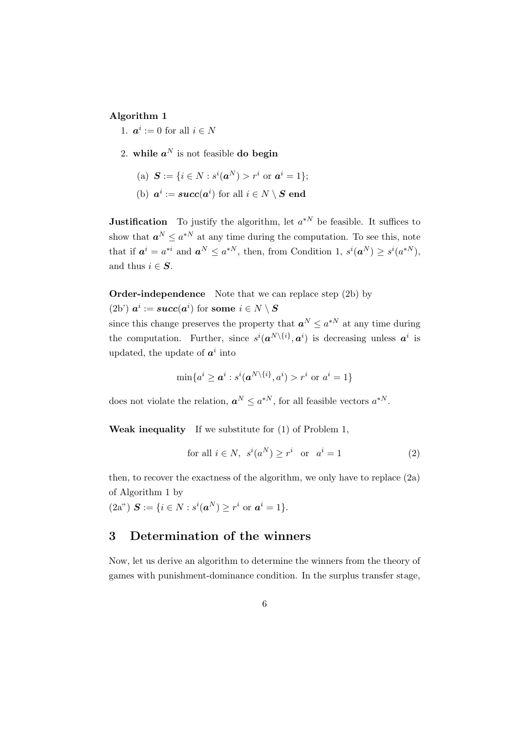**Algorithm 1**

1. $\boldsymbol{a}^i := 0$ for all $i \in N$
2. **while** $\boldsymbol{a}^N$ is not feasible **do begin**
   (a) $\boldsymbol{S} := \{i \in N : s^i(\boldsymbol{a}^N) > r^i \text{ or } \boldsymbol{a}^i = 1\}$;
   (b) $\boldsymbol{a}^i := \boldsymbol{succ}(\boldsymbol{a}^i)$ for all $i \in N \setminus \boldsymbol{S}$ **end**

**Justification** To justify the algorithm, let $a^{*N}$ be feasible. It suffices to show that $\boldsymbol{a}^N \leq a^{*N}$ at any time during the computation. To see this, note that if $\boldsymbol{a}^i = a^{*i}$ and $\boldsymbol{a}^N \leq a^{*N}$, then, from Condition 1, $s^i(\boldsymbol{a}^N) \geq s^i(a^{*N})$, and thus $i \in \boldsymbol{S}$.

**Order-independence** Note that we can replace step (2b) by
(2b') $\boldsymbol{a}^i := \boldsymbol{succ}(\boldsymbol{a}^i)$ for **some** $i \in N \setminus \boldsymbol{S}$
since this change preserves the property that $\boldsymbol{a}^N \leq a^{*N}$ at any time during the computation. Further, since $s^i(\boldsymbol{a}^{N\setminus\{i\}}, \boldsymbol{a}^i)$ is decreasing unless $\boldsymbol{a}^i$ is updated, the update of $\boldsymbol{a}^i$ into

$$\min\{a^i \geq \boldsymbol{a}^i : s^i(\boldsymbol{a}^{N\setminus\{i\}}, a^i) > r^i \text{ or } a^i = 1\}$$

does not violate the relation, $\boldsymbol{a}^N \leq a^{*N}$, for all feasible vectors $a^{*N}$.

**Weak inequality** If we substitute for (1) of Problem 1,

$$\text{for all } i \in N, \;\; s^i(a^N) \geq r^i \quad \text{or} \quad a^i = 1 \tag{2}$$

then, to recover the exactness of the algorithm, we only have to replace (2a) of Algorithm 1 by
(2a") $\boldsymbol{S} := \{i \in N : s^i(\boldsymbol{a}^N) \geq r^i \text{ or } \boldsymbol{a}^i = 1\}$.

## 3 Determination of the winners

Now, let us derive an algorithm to determine the winners from the theory of games with punishment-dominance condition. In the surplus transfer stage,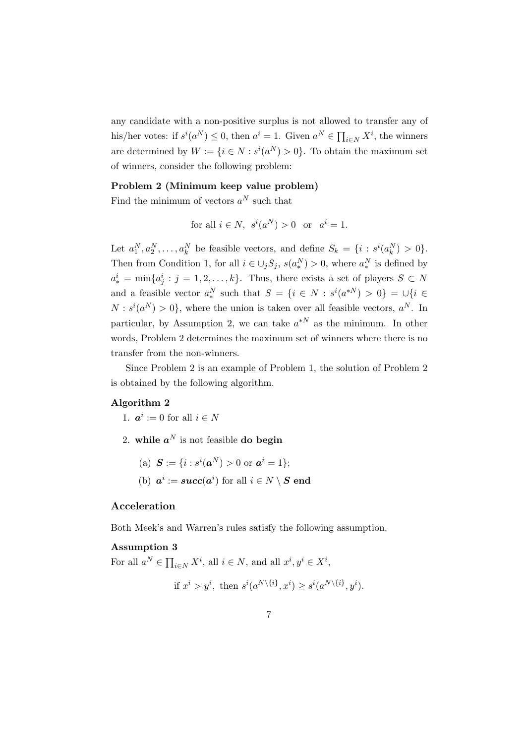any candidate with a non-positive surplus is not allowed to transfer any of his/her votes: if $s^i(a^N) \leq 0$, then $a^i = 1$. Given $a^N \in \prod_{i \in N} X^i$, the winners are determined by $W := \{i \in N : s^i(a^N) > 0\}$. To obtain the maximum set of winners, consider the following problem:

**Problem 2 (Minimum keep value problem)**
Find the minimum of vectors $a^N$ such that

$$\text{for all } i \in N,\ s^i(a^N) > 0 \quad \text{or} \quad a^i = 1.$$

Let $a_1^N, a_2^N, \ldots, a_k^N$ be feasible vectors, and define $S_k = \{i : s^i(a_k^N) > 0\}$. Then from Condition 1, for all $i \in \cup_j S_j$, $s(a_*^N) > 0$, where $a_*^N$ is defined by $a_*^i = \min\{a_j^i : j = 1, 2, \ldots, k\}$. Thus, there exists a set of players $S \subset N$ and a feasible vector $a_*^N$ such that $S = \{i \in N : s^i(a^{*N}) > 0\} = \cup\{i \in N : s^i(a^N) > 0\}$, where the union is taken over all feasible vectors, $a^N$. In particular, by Assumption 2, we can take $a^{*N}$ as the minimum. In other words, Problem 2 determines the maximum set of winners where there is no transfer from the non-winners.

Since Problem 2 is an example of Problem 1, the solution of Problem 2 is obtained by the following algorithm.

**Algorithm 2**

1. $\boldsymbol{a}^i := 0$ for all $i \in N$
2. **while** $\boldsymbol{a}^N$ is not feasible **do begin**
   (a) $\boldsymbol{S} := \{i : s^i(\boldsymbol{a}^N) > 0 \text{ or } \boldsymbol{a}^i = 1\}$;
   (b) $\boldsymbol{a}^i := \boldsymbol{succ}(\boldsymbol{a}^i)$ for all $i \in N \setminus \boldsymbol{S}$ **end**

## Acceleration

Both Meek's and Warren's rules satisfy the following assumption.

**Assumption 3**
For all $a^N \in \prod_{i \in N} X^i$, all $i \in N$, and all $x^i, y^i \in X^i$,

$$\text{if } x^i > y^i, \text{ then } s^i(a^{N \setminus \{i\}}, x^i) \geq s^i(a^{N \setminus \{i\}}, y^i).$$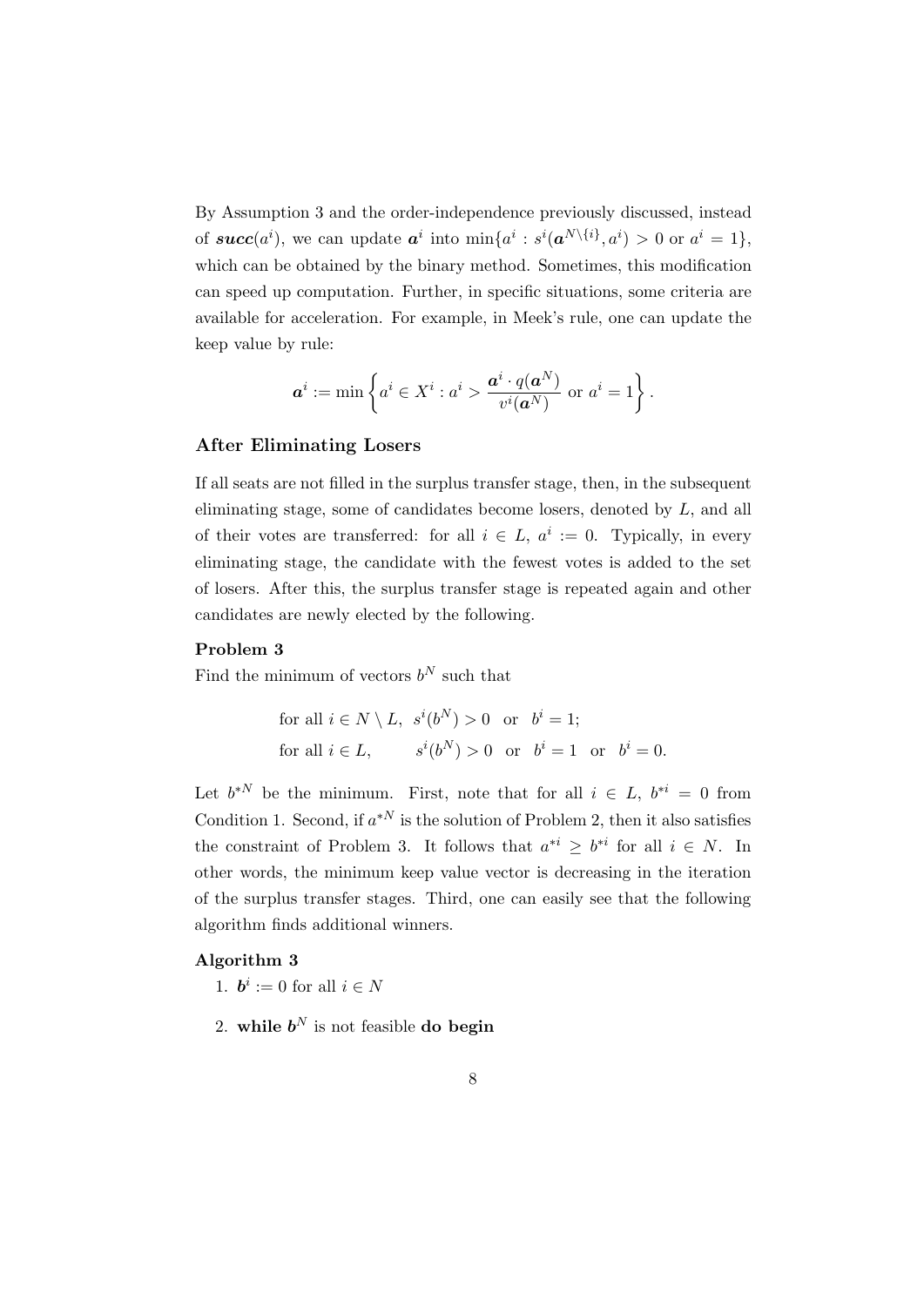By Assumption 3 and the order-independence previously discussed, instead of $\boldsymbol{succ}(a^i)$, we can update $\boldsymbol{a}^i$ into $\min\{a^i : s^i(\boldsymbol{a}^{N \setminus \{i\}}, a^i) > 0 \text{ or } a^i = 1\}$, which can be obtained by the binary method. Sometimes, this modification can speed up computation. Further, in specific situations, some criteria are available for acceleration. For example, in Meek's rule, one can update the keep value by rule:

$$\boldsymbol{a}^i := \min\left\{a^i \in X^i : a^i > \frac{\boldsymbol{a}^i \cdot q(\boldsymbol{a}^N)}{v^i(\boldsymbol{a}^N)} \text{ or } a^i = 1\right\}.$$

### After Eliminating Losers

If all seats are not filled in the surplus transfer stage, then, in the subsequent eliminating stage, some of candidates become losers, denoted by $L$, and all of their votes are transferred: for all $i \in L$, $a^i := 0$. Typically, in every eliminating stage, the candidate with the fewest votes is added to the set of losers. After this, the surplus transfer stage is repeated again and other candidates are newly elected by the following.

**Problem 3**

Find the minimum of vectors $b^N$ such that

$$\begin{aligned} &\text{for all } i \in N \setminus L, \;\; s^i(b^N) > 0 \;\;\text{or}\;\; b^i = 1; \\ &\text{for all } i \in L, \qquad\;\; s^i(b^N) > 0 \;\;\text{or}\;\; b^i = 1 \;\;\text{or}\;\; b^i = 0. \end{aligned}$$

Let $b^{*N}$ be the minimum. First, note that for all $i \in L$, $b^{*i} = 0$ from Condition 1. Second, if $a^{*N}$ is the solution of Problem 2, then it also satisfies the constraint of Problem 3. It follows that $a^{*i} \geq b^{*i}$ for all $i \in N$. In other words, the minimum keep value vector is decreasing in the iteration of the surplus transfer stages. Third, one can easily see that the following algorithm finds additional winners.

**Algorithm 3**

1. $\boldsymbol{b}^i := 0$ for all $i \in N$
2. **while** $\boldsymbol{b}^N$ is not feasible **do begin**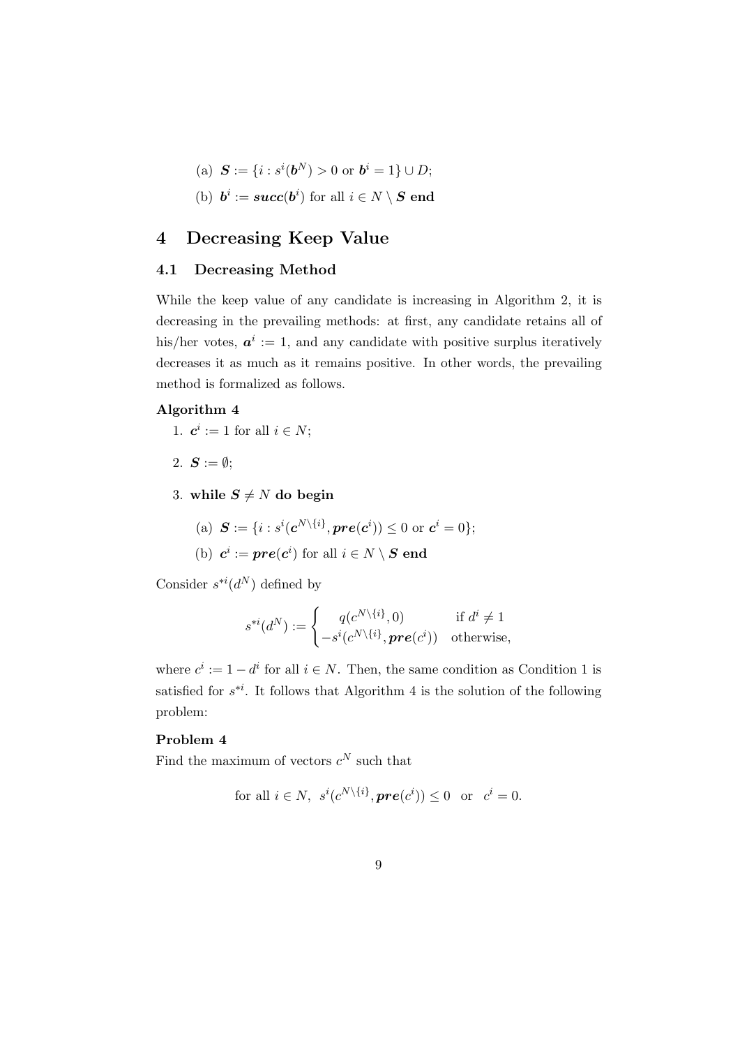(a) $\boldsymbol{S} := \{i : s^i(\boldsymbol{b}^N) > 0 \text{ or } \boldsymbol{b}^i = 1\} \cup D$;

(b) $\boldsymbol{b}^i := \boldsymbol{succ}(\boldsymbol{b}^i)$ for all $i \in N \setminus \boldsymbol{S}$ **end**

# 4 Decreasing Keep Value

## 4.1 Decreasing Method

While the keep value of any candidate is increasing in Algorithm 2, it is decreasing in the prevailing methods: at first, any candidate retains all of his/her votes, $\boldsymbol{a}^i := 1$, and any candidate with positive surplus iteratively decreases it as much as it remains positive. In other words, the prevailing method is formalized as follows.

**Algorithm 4**

1. $\boldsymbol{c}^i := 1$ for all $i \in N$;
2. $\boldsymbol{S} := \emptyset$;
3. **while** $\boldsymbol{S} \neq N$ **do begin**
   (a) $\boldsymbol{S} := \{i : s^i(\boldsymbol{c}^{N\setminus\{i\}}, \boldsymbol{pre}(\boldsymbol{c}^i)) \leq 0 \text{ or } \boldsymbol{c}^i = 0\}$;
   (b) $\boldsymbol{c}^i := \boldsymbol{pre}(\boldsymbol{c}^i)$ for all $i \in N \setminus \boldsymbol{S}$ **end**

Consider $s^{*i}(d^N)$ defined by

$$s^{*i}(d^N) := \begin{cases} q(c^{N\setminus\{i\}}, 0) & \text{if } d^i \neq 1 \\ -s^i(c^{N\setminus\{i\}}, \boldsymbol{pre}(c^i)) & \text{otherwise,} \end{cases}$$

where $c^i := 1 - d^i$ for all $i \in N$. Then, the same condition as Condition 1 is satisfied for $s^{*i}$. It follows that Algorithm 4 is the solution of the following problem:

**Problem 4**

Find the maximum of vectors $c^N$ such that

$$\text{for all } i \in N,\ \ s^i(c^{N\setminus\{i\}}, \boldsymbol{pre}(c^i)) \leq 0 \ \text{ or } \ c^i = 0.$$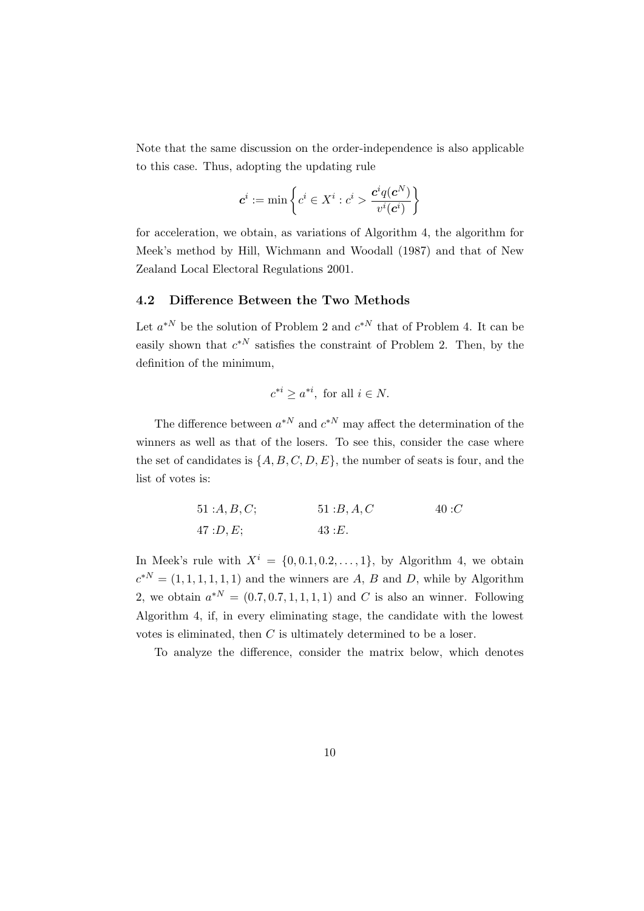Note that the same discussion on the order-independence is also applicable to this case. Thus, adopting the updating rule

$$\boldsymbol{c}^i := \min\left\{ c^i \in X^i : c^i > \frac{\boldsymbol{c}^i q(\boldsymbol{c}^N)}{v^i(\boldsymbol{c}^i)} \right\}$$

for acceleration, we obtain, as variations of Algorithm 4, the algorithm for Meek's method by Hill, Wichmann and Woodall (1987) and that of New Zealand Local Electoral Regulations 2001.

### 4.2 Difference Between the Two Methods

Let $a^{*N}$ be the solution of Problem 2 and $c^{*N}$ that of Problem 4. It can be easily shown that $c^{*N}$ satisfies the constraint of Problem 2. Then, by the definition of the minimum,

$$c^{*i} \geq a^{*i}, \text{ for all } i \in N.$$

The difference between $a^{*N}$ and $c^{*N}$ may affect the determination of the winners as well as that of the losers. To see this, consider the case where the set of candidates is $\{A, B, C, D, E\}$, the number of seats is four, and the list of votes is:

$$\begin{array}{lll} 51: A, B, C; & 51: B, A, C & 40: C \\ 47: D, E; & 43: E. & \end{array}$$

In Meek's rule with $X^i = \{0, 0.1, 0.2, \ldots, 1\}$, by Algorithm 4, we obtain $c^{*N} = (1, 1, 1, 1, 1, 1)$ and the winners are $A$, $B$ and $D$, while by Algorithm 2, we obtain $a^{*N} = (0.7, 0.7, 1, 1, 1, 1)$ and $C$ is also an winner. Following Algorithm 4, if, in every eliminating stage, the candidate with the lowest votes is eliminated, then $C$ is ultimately determined to be a loser.

To analyze the difference, consider the matrix below, which denotes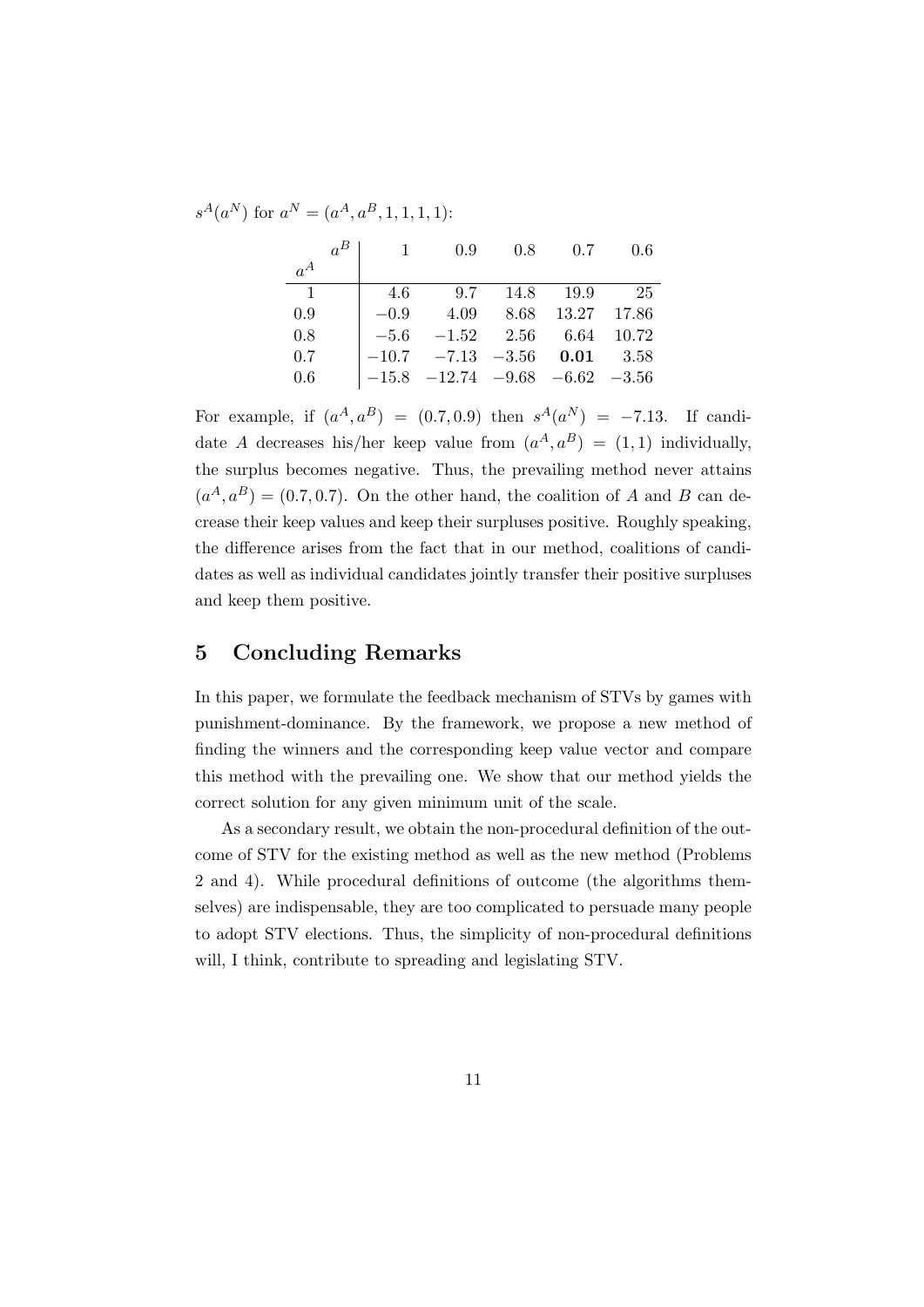$s^A(a^N)$ for $a^N = (a^A, a^B, 1, 1, 1, 1)$:

| $a^A$ \ $a^B$ | 1 | 0.9 | 0.8 | 0.7 | 0.6 |
|---|---|---|---|---|---|
| 1 | 4.6 | 9.7 | 14.8 | 19.9 | 25 |
| 0.9 | $-0.9$ | 4.09 | 8.68 | 13.27 | 17.86 |
| 0.8 | $-5.6$ | $-1.52$ | 2.56 | 6.64 | 10.72 |
| 0.7 | $-10.7$ | $-7.13$ | $-3.56$ | **0.01** | 3.58 |
| 0.6 | $-15.8$ | $-12.74$ | $-9.68$ | $-6.62$ | $-3.56$ |

For example, if $(a^A, a^B) = (0.7, 0.9)$ then $s^A(a^N) = -7.13$. If candidate $A$ decreases his/her keep value from $(a^A, a^B) = (1, 1)$ individually, the surplus becomes negative. Thus, the prevailing method never attains $(a^A, a^B) = (0.7, 0.7)$. On the other hand, the coalition of $A$ and $B$ can decrease their keep values and keep their surpluses positive. Roughly speaking, the difference arises from the fact that in our method, coalitions of candidates as well as individual candidates jointly transfer their positive surpluses and keep them positive.

## 5 Concluding Remarks

In this paper, we formulate the feedback mechanism of STVs by games with punishment-dominance. By the framework, we propose a new method of finding the winners and the corresponding keep value vector and compare this method with the prevailing one. We show that our method yields the correct solution for any given minimum unit of the scale.

As a secondary result, we obtain the non-procedural definition of the outcome of STV for the existing method as well as the new method (Problems 2 and 4). While procedural definitions of outcome (the algorithms themselves) are indispensable, they are too complicated to persuade many people to adopt STV elections. Thus, the simplicity of non-procedural definitions will, I think, contribute to spreading and legislating STV.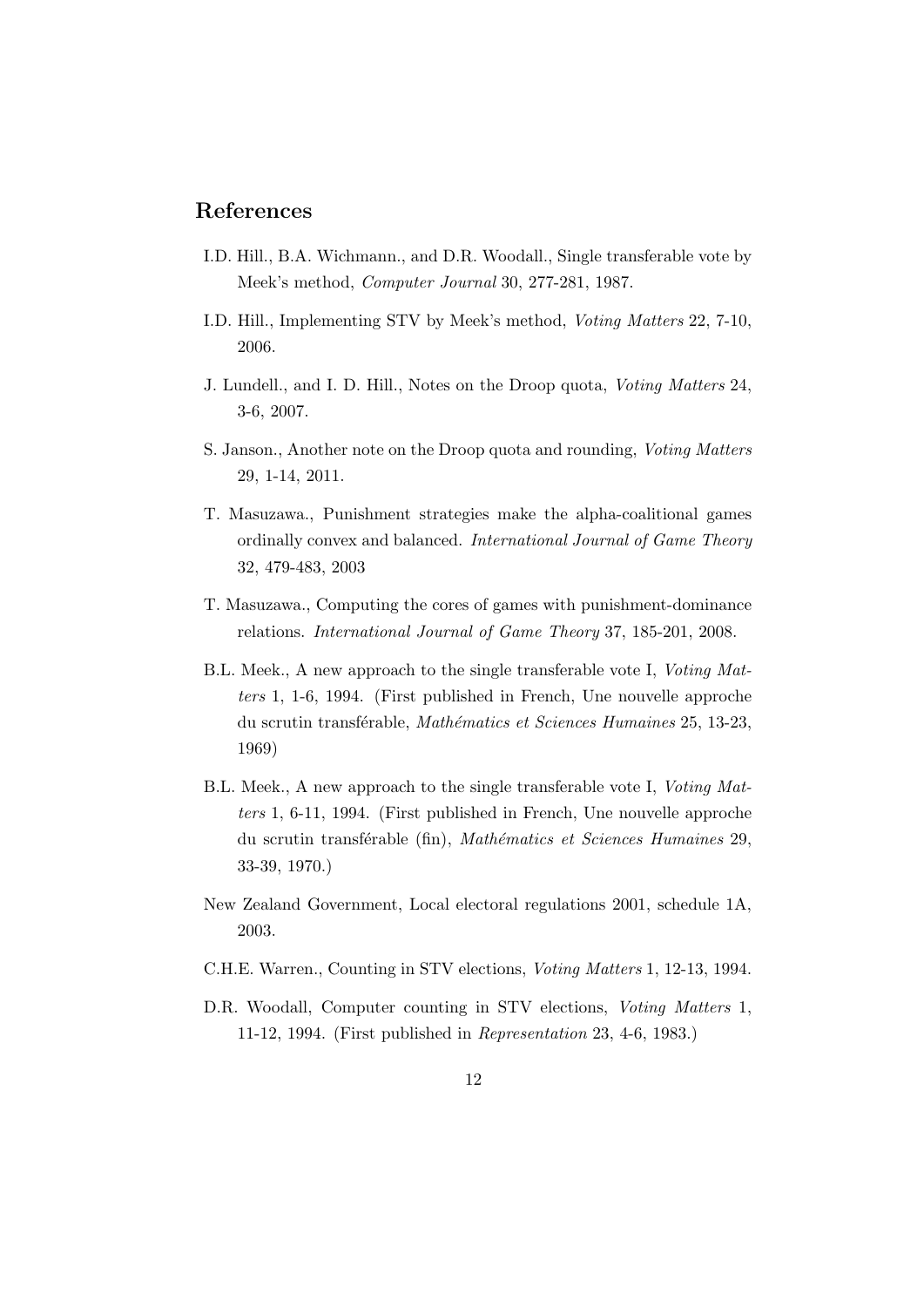## References

I.D. Hill., B.A. Wichmann., and D.R. Woodall., Single transferable vote by Meek's method, *Computer Journal* 30, 277-281, 1987.

I.D. Hill., Implementing STV by Meek's method, *Voting Matters* 22, 7-10, 2006.

J. Lundell., and I. D. Hill., Notes on the Droop quota, *Voting Matters* 24, 3-6, 2007.

S. Janson., Another note on the Droop quota and rounding, *Voting Matters* 29, 1-14, 2011.

T. Masuzawa., Punishment strategies make the alpha-coalitional games ordinally convex and balanced. *International Journal of Game Theory* 32, 479-483, 2003

T. Masuzawa., Computing the cores of games with punishment-dominance relations. *International Journal of Game Theory* 37, 185-201, 2008.

B.L. Meek., A new approach to the single transferable vote I, *Voting Matters* 1, 1-6, 1994. (First published in French, Une nouvelle approche du scrutin transférable, *Mathématics et Sciences Humaines* 25, 13-23, 1969)

B.L. Meek., A new approach to the single transferable vote I, *Voting Matters* 1, 6-11, 1994. (First published in French, Une nouvelle approche du scrutin transférable (fin), *Mathématics et Sciences Humaines* 29, 33-39, 1970.)

New Zealand Government, Local electoral regulations 2001, schedule 1A, 2003.

C.H.E. Warren., Counting in STV elections, *Voting Matters* 1, 12-13, 1994.

D.R. Woodall, Computer counting in STV elections, *Voting Matters* 1, 11-12, 1994. (First published in *Representation* 23, 4-6, 1983.)